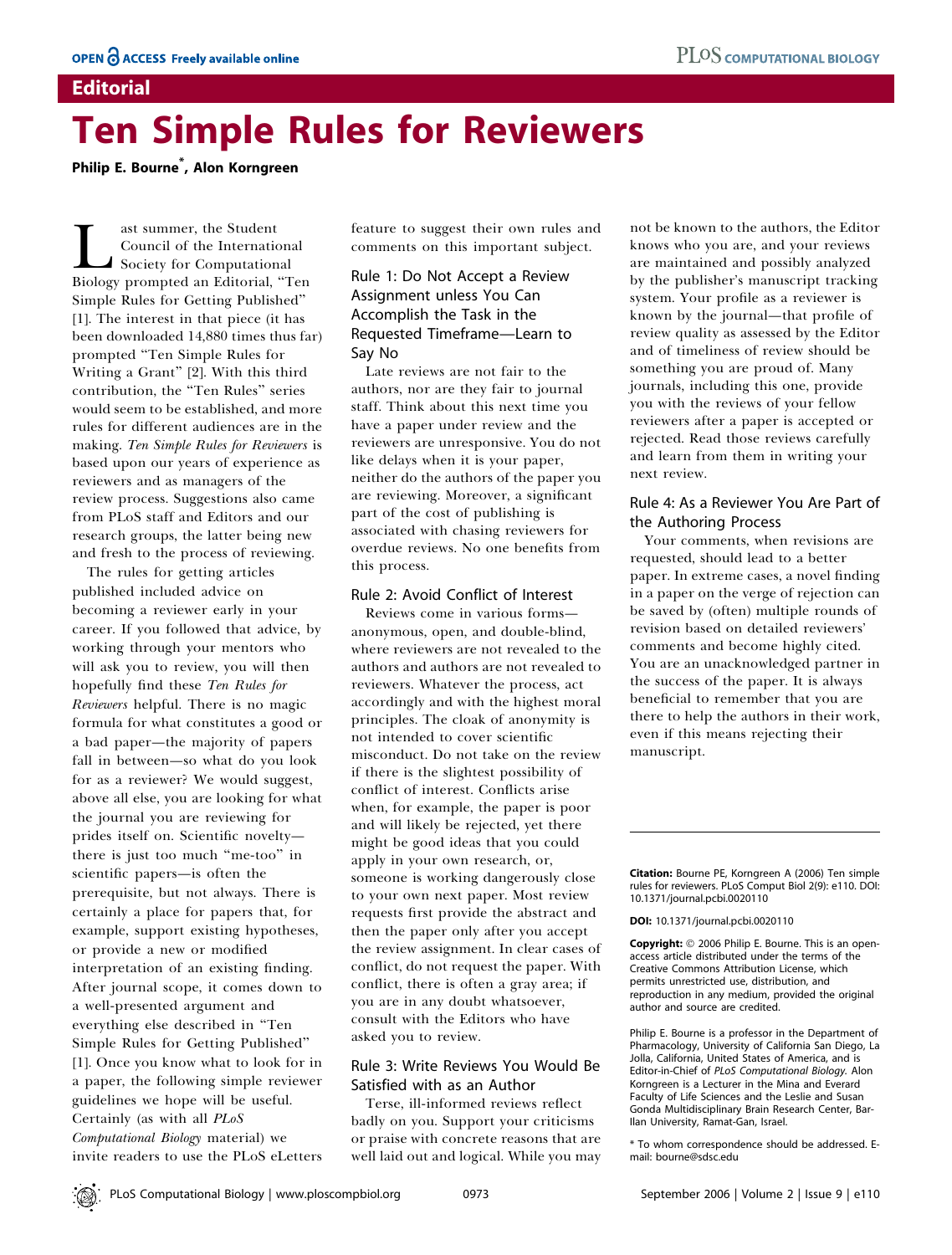Editorial

# Ten Simple Rules for Reviewers

**Philip E. Bourne***, **Alon Korngreen**

Last summer, the Student Council of the International Society for Computational Biology prompted an Editorial, "Ten Simple Rules for Getting Published" [1]. The interest in that piece (it has been downloaded 14,880 times thus far) prompted "Ten Simple Rules for Writing a Grant" [2]. With this third contribution, the "Ten Rules" series would seem to be established, and more rules for different audiences are in the making. *Ten Simple Rules for Reviewers* is based upon our years of experience as reviewers and as managers of the review process. Suggestions also came from PLoS staff and Editors and our research groups, the latter being new and fresh to the process of reviewing.

The rules for getting articles published included advice on becoming a reviewer early in your career. If you followed that advice, by working through your mentors who will ask you to review, you will then hopefully find these *Ten Rules for Reviewers* helpful. There is no magic formula for what constitutes a good or a bad paper—the majority of papers fall in between—so what do you look for as a reviewer? We would suggest, above all else, you are looking for what the journal you are reviewing for prides itself on. Scientific novelty—there is just too much "me-too" in scientific papers—is often the prerequisite, but not always. There is certainly a place for papers that, for example, support existing hypotheses, or provide a new or modified interpretation of an existing finding. After journal scope, it comes down to a well-presented argument and everything else described in "Ten Simple Rules for Getting Published" [1]. Once you know what to look for in a paper, the following simple reviewer guidelines we hope will be useful. Certainly (as with all *PLoS Computational Biology* material) we invite readers to use the PLoS eLetters feature to suggest their own rules and comments on this important subject.

## Rule 1: Do Not Accept a Review Assignment unless You Can Accomplish the Task in the Requested Timeframe—Learn to Say No

Late reviews are not fair to the authors, nor are they fair to journal staff. Think about this next time you have a paper under review and the reviewers are unresponsive. You do not like delays when it is your paper, neither do the authors of the paper you are reviewing. Moreover, a significant part of the cost of publishing is associated with chasing reviewers for overdue reviews. No one benefits from this process.

## Rule 2: Avoid Conflict of Interest

Reviews come in various forms—anonymous, open, and double-blind, where reviewers are not revealed to the authors and authors are not revealed to reviewers. Whatever the process, act accordingly and with the highest moral principles. The cloak of anonymity is not intended to cover scientific misconduct. Do not take on the review if there is the slightest possibility of conflict of interest. Conflicts arise when, for example, the paper is poor and will likely be rejected, yet there might be good ideas that you could apply in your own research, or, someone is working dangerously close to your own next paper. Most review requests first provide the abstract and then the paper only after you accept the review assignment. In clear cases of conflict, do not request the paper. With conflict, there is often a gray area; if you are in any doubt whatsoever, consult with the Editors who have asked you to review.

## Rule 3: Write Reviews You Would Be Satisfied with as an Author

Terse, ill-informed reviews reflect badly on you. Support your criticisms or praise with concrete reasons that are well laid out and logical. While you may not be known to the authors, the Editor knows who you are, and your reviews are maintained and possibly analyzed by the publisher's manuscript tracking system. Your profile as a reviewer is known by the journal—that profile of review quality as assessed by the Editor and of timeliness of review should be something you are proud of. Many journals, including this one, provide you with the reviews of your fellow reviewers after a paper is accepted or rejected. Read those reviews carefully and learn from them in writing your next review.

## Rule 4: As a Reviewer You Are Part of the Authoring Process

Your comments, when revisions are requested, should lead to a better paper. In extreme cases, a novel finding in a paper on the verge of rejection can be saved by (often) multiple rounds of revision based on detailed reviewers' comments and become highly cited. You are an unacknowledged partner in the success of the paper. It is always beneficial to remember that you are there to help the authors in their work, even if this means rejecting their manuscript.

---

**Citation:** Bourne PE, Korngreen A (2006) Ten simple rules for reviewers. PLoS Comput Biol 2(9): e110. DOI: 10.1371/journal.pcbi.0020110

**DOI:** 10.1371/journal.pcbi.0020110

**Copyright:** © 2006 Philip E. Bourne. This is an open-access article distributed under the terms of the Creative Commons Attribution License, which permits unrestricted use, distribution, and reproduction in any medium, provided the original author and source are credited.

Philip E. Bourne is a professor in the Department of Pharmacology, University of California San Diego, La Jolla, California, United States of America, and is Editor-in-Chief of *PLoS Computational Biology*. Alon Korngreen is a Lecturer in the Mina and Everard Faculty of Life Sciences and the Leslie and Susan Gonda Multidisciplinary Brain Research Center, Bar-Ilan University, Ramat-Gan, Israel.

* To whom correspondence should be addressed. E-mail: bourne@sdsc.edu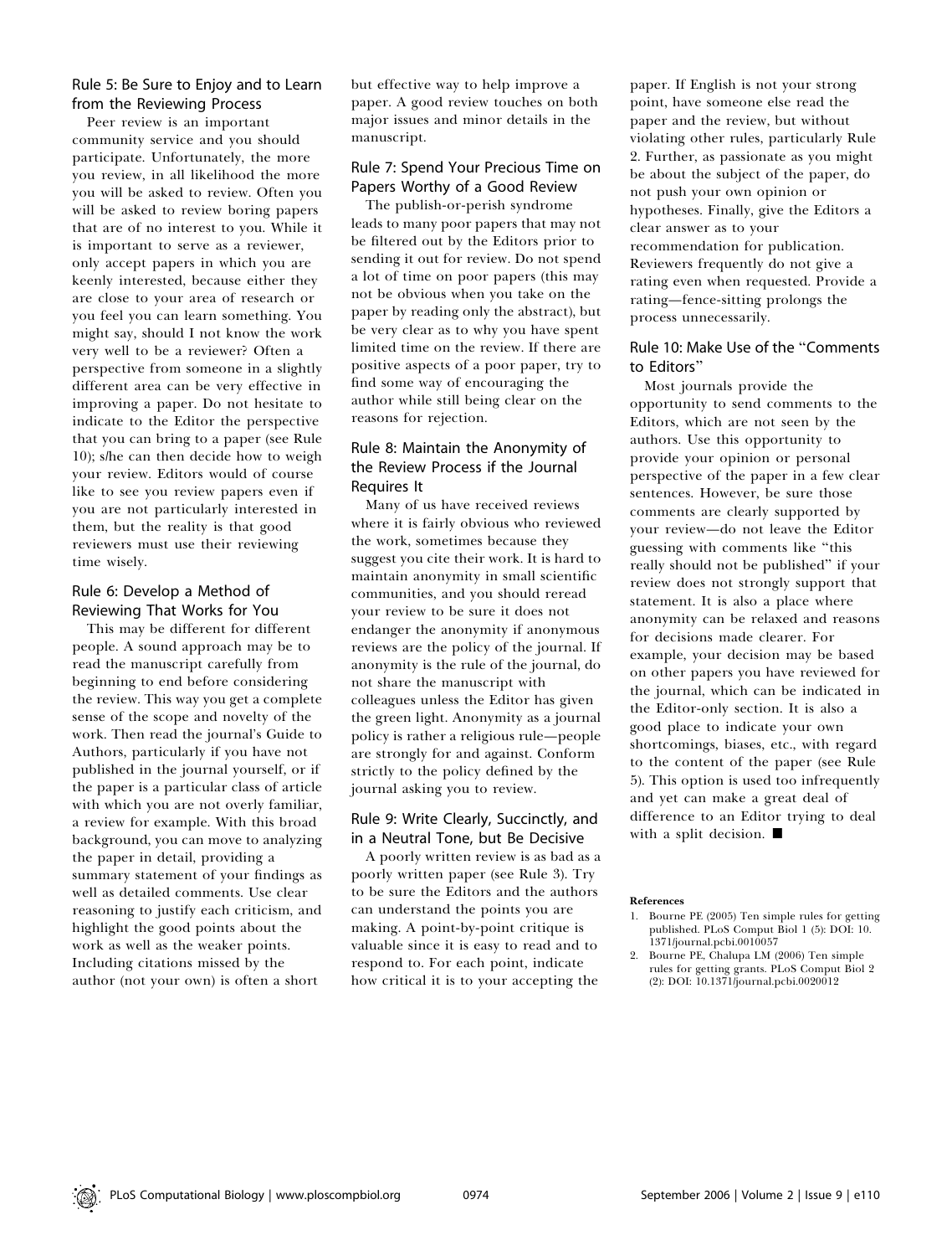## Rule 5: Be Sure to Enjoy and to Learn from the Reviewing Process

Peer review is an important community service and you should participate. Unfortunately, the more you review, in all likelihood the more you will be asked to review. Often you will be asked to review boring papers that are of no interest to you. While it is important to serve as a reviewer, only accept papers in which you are keenly interested, because either they are close to your area of research or you feel you can learn something. You might say, should I not know the work very well to be a reviewer? Often a perspective from someone in a slightly different area can be very effective in improving a paper. Do not hesitate to indicate to the Editor the perspective that you can bring to a paper (see Rule 10); s/he can then decide how to weigh your review. Editors would of course like to see you review papers even if you are not particularly interested in them, but the reality is that good reviewers must use their reviewing time wisely.

## Rule 6: Develop a Method of Reviewing That Works for You

This may be different for different people. A sound approach may be to read the manuscript carefully from beginning to end before considering the review. This way you get a complete sense of the scope and novelty of the work. Then read the journal's Guide to Authors, particularly if you have not published in the journal yourself, or if the paper is a particular class of article with which you are not overly familiar, a review for example. With this broad background, you can move to analyzing the paper in detail, providing a summary statement of your findings as well as detailed comments. Use clear reasoning to justify each criticism, and highlight the good points about the work as well as the weaker points. Including citations missed by the author (not your own) is often a short but effective way to help improve a paper. A good review touches on both major issues and minor details in the manuscript.

## Rule 7: Spend Your Precious Time on Papers Worthy of a Good Review

The publish-or-perish syndrome leads to many poor papers that may not be filtered out by the Editors prior to sending it out for review. Do not spend a lot of time on poor papers (this may not be obvious when you take on the paper by reading only the abstract), but be very clear as to why you have spent limited time on the review. If there are positive aspects of a poor paper, try to find some way of encouraging the author while still being clear on the reasons for rejection.

## Rule 8: Maintain the Anonymity of the Review Process if the Journal Requires It

Many of us have received reviews where it is fairly obvious who reviewed the work, sometimes because they suggest you cite their work. It is hard to maintain anonymity in small scientific communities, and you should reread your review to be sure it does not endanger the anonymity if anonymous reviews are the policy of the journal. If anonymity is the rule of the journal, do not share the manuscript with colleagues unless the Editor has given the green light. Anonymity as a journal policy is rather a religious rule—people are strongly for and against. Conform strictly to the policy defined by the journal asking you to review.

## Rule 9: Write Clearly, Succinctly, and in a Neutral Tone, but Be Decisive

A poorly written review is as bad as a poorly written paper (see Rule 3). Try to be sure the Editors and the authors can understand the points you are making. A point-by-point critique is valuable since it is easy to read and to respond to. For each point, indicate how critical it is to your accepting the paper. If English is not your strong point, have someone else read the paper and the review, but without violating other rules, particularly Rule 2. Further, as passionate as you might be about the subject of the paper, do not push your own opinion or hypotheses. Finally, give the Editors a clear answer as to your recommendation for publication. Reviewers frequently do not give a rating even when requested. Provide a rating—fence-sitting prolongs the process unnecessarily.

## Rule 10: Make Use of the "Comments to Editors"

Most journals provide the opportunity to send comments to the Editors, which are not seen by the authors. Use this opportunity to provide your opinion or personal perspective of the paper in a few clear sentences. However, be sure those comments are clearly supported by your review—do not leave the Editor guessing with comments like "this really should not be published" if your review does not strongly support that statement. It is also a place where anonymity can be relaxed and reasons for decisions made clearer. For example, your decision may be based on other papers you have reviewed for the journal, which can be indicated in the Editor-only section. It is also a good place to indicate your own shortcomings, biases, etc., with regard to the content of the paper (see Rule 5). This option is used too infrequently and yet can make a great deal of difference to an Editor trying to deal with a split decision. ■

### References

1. Bourne PE (2005) Ten simple rules for getting published. PLoS Comput Biol 1 (5): DOI: 10.1371/journal.pcbi.0010057
2. Bourne PE, Chalupa LM (2006) Ten simple rules for getting grants. PLoS Comput Biol 2 (2): DOI: 10.1371/journal.pcbi.0020012